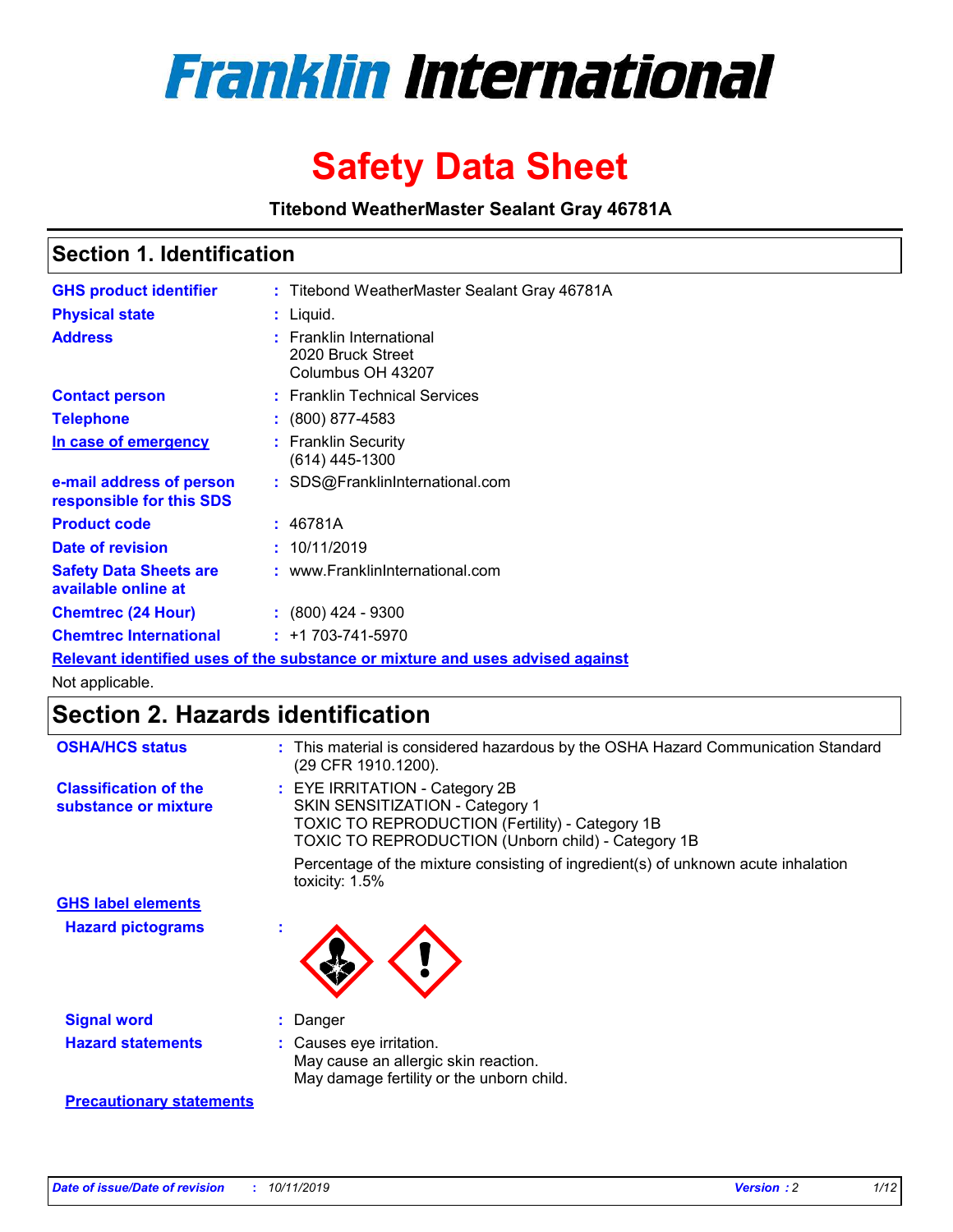# Franklin International

# Safety Data Sheet

**Titebond WeatherMaster Sealant Gray 46781A**

## Section 1. Identification

| | | |
|---|---|---|
| **GHS product identifier** | : | Titebond WeatherMaster Sealant Gray 46781A |
| **Physical state** | : | Liquid. |
| **Address** | : | Franklin International<br>2020 Bruck Street<br>Columbus OH 43207 |
| **Contact person** | : | Franklin Technical Services |
| **Telephone** | : | (800) 877-4583 |
| **In case of emergency** | : | Franklin Security<br>(614) 445-1300 |
| **e-mail address of person responsible for this SDS** | : | SDS@FranklinInternational.com |
| **Product code** | : | 46781A |
| **Date of revision** | : | 10/11/2019 |
| **Safety Data Sheets are available online at** | : | www.FranklinInternational.com |
| **Chemtrec (24 Hour)** | : | (800) 424 - 9300 |
| **Chemtrec International** | : | +1 703-741-5970 |

**Relevant identified uses of the substance or mixture and uses advised against**

Not applicable.

## Section 2. Hazards identification

| | | |
|---|---|---|
| **OSHA/HCS status** | : | This material is considered hazardous by the OSHA Hazard Communication Standard (29 CFR 1910.1200). |
| **Classification of the substance or mixture** | : | EYE IRRITATION - Category 2B<br>SKIN SENSITIZATION - Category 1<br>TOXIC TO REPRODUCTION (Fertility) - Category 1B<br>TOXIC TO REPRODUCTION (Unborn child) - Category 1B<br><br>Percentage of the mixture consisting of ingredient(s) of unknown acute inhalation toxicity: 1.5% |

**GHS label elements**

| | | |
|---|---|---|
| **Hazard pictograms** | : | |
| **Signal word** | : | Danger |
| **Hazard statements** | : | Causes eye irritation.<br>May cause an allergic skin reaction.<br>May damage fertility or the unborn child. |

**Precautionary statements**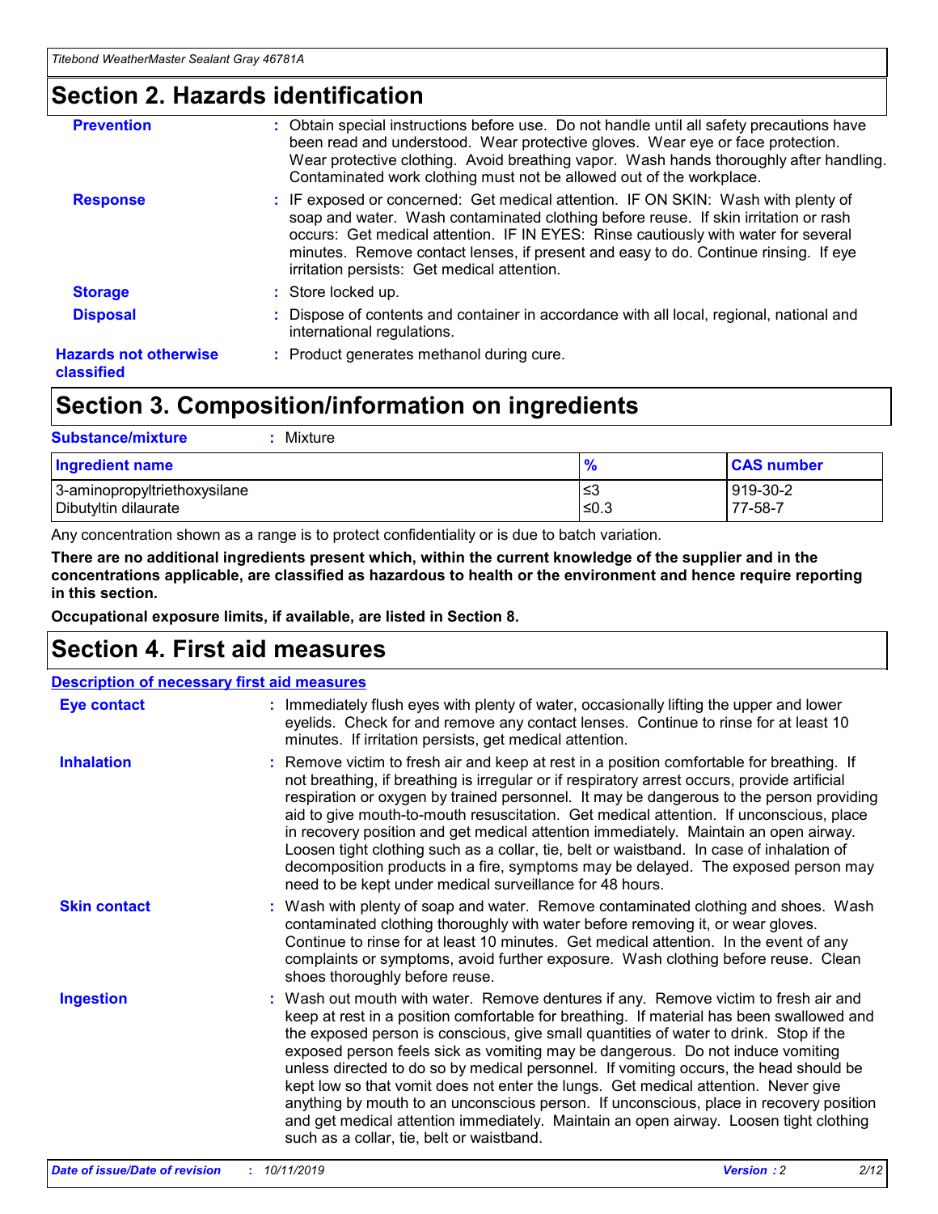# Section 2. Hazards identification

**Prevention** : Obtain special instructions before use. Do not handle until all safety precautions have been read and understood. Wear protective gloves. Wear eye or face protection. Wear protective clothing. Avoid breathing vapor. Wash hands thoroughly after handling. Contaminated work clothing must not be allowed out of the workplace.

**Response** : IF exposed or concerned: Get medical attention. IF ON SKIN: Wash with plenty of soap and water. Wash contaminated clothing before reuse. If skin irritation or rash occurs: Get medical attention. IF IN EYES: Rinse cautiously with water for several minutes. Remove contact lenses, if present and easy to do. Continue rinsing. If eye irritation persists: Get medical attention.

**Storage** : Store locked up.

**Disposal** : Dispose of contents and container in accordance with all local, regional, national and international regulations.

**Hazards not otherwise classified** : Product generates methanol during cure.

# Section 3. Composition/information on ingredients

**Substance/mixture** : Mixture

| Ingredient name | % | CAS number |
|---|---|---|
| 3-aminopropyltriethoxysilane | ≤3 | 919-30-2 |
| Dibutyltin dilaurate | ≤0.3 | 77-58-7 |

Any concentration shown as a range is to protect confidentiality or is due to batch variation.

**There are no additional ingredients present which, within the current knowledge of the supplier and in the concentrations applicable, are classified as hazardous to health or the environment and hence require reporting in this section.**

**Occupational exposure limits, if available, are listed in Section 8.**

# Section 4. First aid measures

## Description of necessary first aid measures

**Eye contact** : Immediately flush eyes with plenty of water, occasionally lifting the upper and lower eyelids. Check for and remove any contact lenses. Continue to rinse for at least 10 minutes. If irritation persists, get medical attention.

**Inhalation** : Remove victim to fresh air and keep at rest in a position comfortable for breathing. If not breathing, if breathing is irregular or if respiratory arrest occurs, provide artificial respiration or oxygen by trained personnel. It may be dangerous to the person providing aid to give mouth-to-mouth resuscitation. Get medical attention. If unconscious, place in recovery position and get medical attention immediately. Maintain an open airway. Loosen tight clothing such as a collar, tie, belt or waistband. In case of inhalation of decomposition products in a fire, symptoms may be delayed. The exposed person may need to be kept under medical surveillance for 48 hours.

**Skin contact** : Wash with plenty of soap and water. Remove contaminated clothing and shoes. Wash contaminated clothing thoroughly with water before removing it, or wear gloves. Continue to rinse for at least 10 minutes. Get medical attention. In the event of any complaints or symptoms, avoid further exposure. Wash clothing before reuse. Clean shoes thoroughly before reuse.

**Ingestion** : Wash out mouth with water. Remove dentures if any. Remove victim to fresh air and keep at rest in a position comfortable for breathing. If material has been swallowed and the exposed person is conscious, give small quantities of water to drink. Stop if the exposed person feels sick as vomiting may be dangerous. Do not induce vomiting unless directed to do so by medical personnel. If vomiting occurs, the head should be kept low so that vomit does not enter the lungs. Get medical attention. Never give anything by mouth to an unconscious person. If unconscious, place in recovery position and get medical attention immediately. Maintain an open airway. Loosen tight clothing such as a collar, tie, belt or waistband.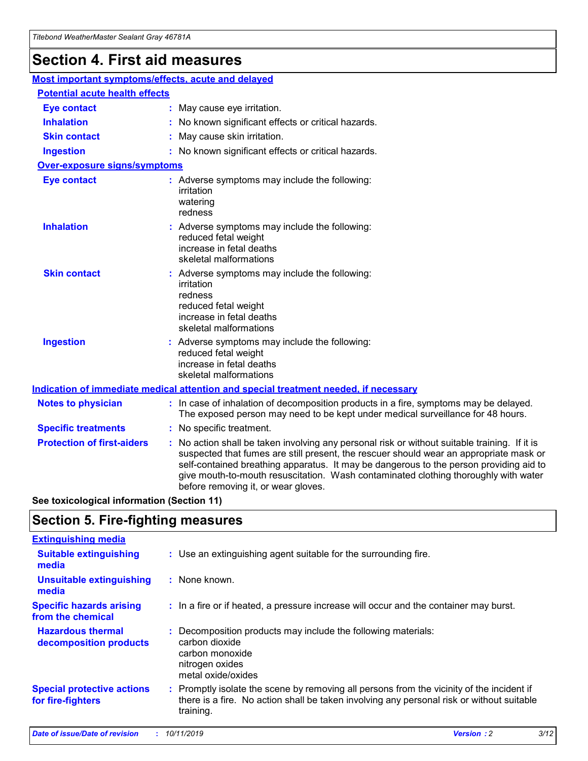# Section 4. First aid measures

## Most important symptoms/effects, acute and delayed

### Potential acute health effects

**Eye contact** : May cause eye irritation.

**Inhalation** : No known significant effects or critical hazards.

**Skin contact** : May cause skin irritation.

**Ingestion** : No known significant effects or critical hazards.

### Over-exposure signs/symptoms

**Eye contact** : Adverse symptoms may include the following:
irritation
watering
redness

**Inhalation** : Adverse symptoms may include the following:
reduced fetal weight
increase in fetal deaths
skeletal malformations

**Skin contact** : Adverse symptoms may include the following:
irritation
redness
reduced fetal weight
increase in fetal deaths
skeletal malformations

**Ingestion** : Adverse symptoms may include the following:
reduced fetal weight
increase in fetal deaths
skeletal malformations

## Indication of immediate medical attention and special treatment needed, if necessary

**Notes to physician** : In case of inhalation of decomposition products in a fire, symptoms may be delayed. The exposed person may need to be kept under medical surveillance for 48 hours.

**Specific treatments** : No specific treatment.

**Protection of first-aiders** : No action shall be taken involving any personal risk or without suitable training. If it is suspected that fumes are still present, the rescuer should wear an appropriate mask or self-contained breathing apparatus. It may be dangerous to the person providing aid to give mouth-to-mouth resuscitation. Wash contaminated clothing thoroughly with water before removing it, or wear gloves.

**See toxicological information (Section 11)**

# Section 5. Fire-fighting measures

## Extinguishing media

**Suitable extinguishing media** : Use an extinguishing agent suitable for the surrounding fire.

**Unsuitable extinguishing media** : None known.

**Specific hazards arising from the chemical** : In a fire or if heated, a pressure increase will occur and the container may burst.

**Hazardous thermal decomposition products** : Decomposition products may include the following materials:
carbon dioxide
carbon monoxide
nitrogen oxides
metal oxide/oxides

**Special protective actions for fire-fighters** : Promptly isolate the scene by removing all persons from the vicinity of the incident if there is a fire. No action shall be taken involving any personal risk or without suitable training.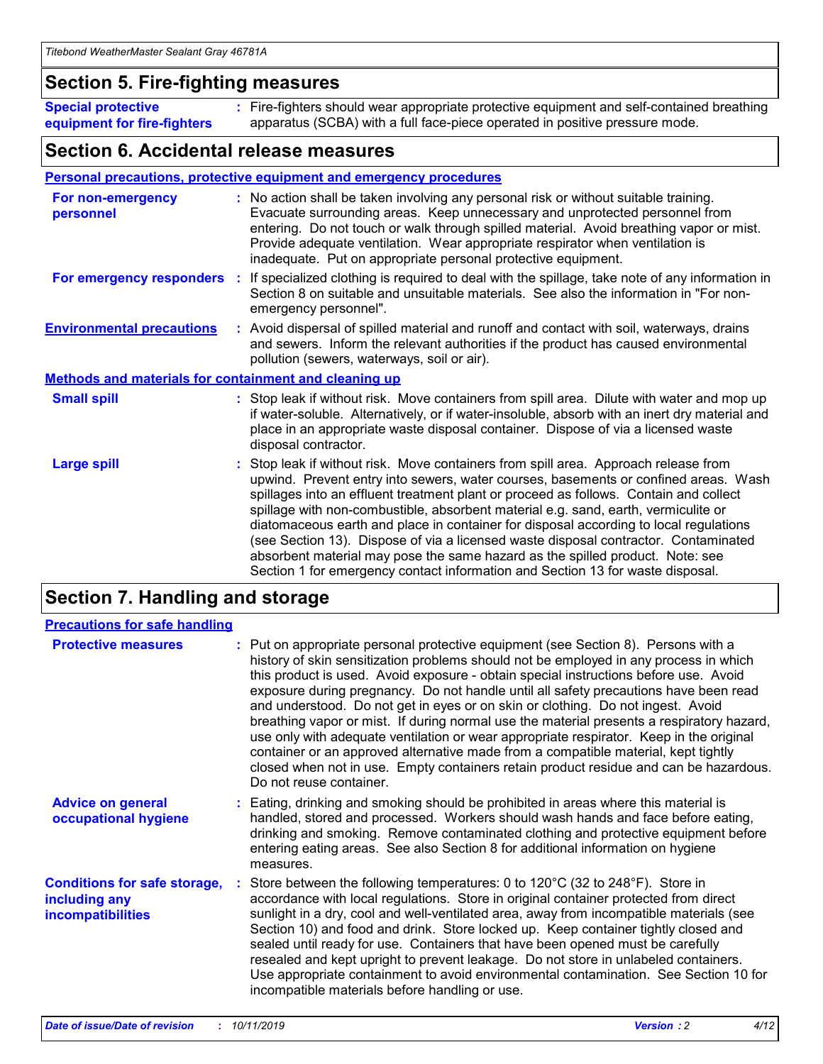## Section 5. Fire-fighting measures

**Special protective equipment for fire-fighters** : Fire-fighters should wear appropriate protective equipment and self-contained breathing apparatus (SCBA) with a full face-piece operated in positive pressure mode.

## Section 6. Accidental release measures

### Personal precautions, protective equipment and emergency procedures

**For non-emergency personnel** : No action shall be taken involving any personal risk or without suitable training. Evacuate surrounding areas. Keep unnecessary and unprotected personnel from entering. Do not touch or walk through spilled material. Avoid breathing vapor or mist. Provide adequate ventilation. Wear appropriate respirator when ventilation is inadequate. Put on appropriate personal protective equipment.

**For emergency responders** : If specialized clothing is required to deal with the spillage, take note of any information in Section 8 on suitable and unsuitable materials. See also the information in "For non-emergency personnel".

**Environmental precautions** : Avoid dispersal of spilled material and runoff and contact with soil, waterways, drains and sewers. Inform the relevant authorities if the product has caused environmental pollution (sewers, waterways, soil or air).

### Methods and materials for containment and cleaning up

**Small spill** : Stop leak if without risk. Move containers from spill area. Dilute with water and mop up if water-soluble. Alternatively, or if water-insoluble, absorb with an inert dry material and place in an appropriate waste disposal container. Dispose of via a licensed waste disposal contractor.

**Large spill** : Stop leak if without risk. Move containers from spill area. Approach release from upwind. Prevent entry into sewers, water courses, basements or confined areas. Wash spillages into an effluent treatment plant or proceed as follows. Contain and collect spillage with non-combustible, absorbent material e.g. sand, earth, vermiculite or diatomaceous earth and place in container for disposal according to local regulations (see Section 13). Dispose of via a licensed waste disposal contractor. Contaminated absorbent material may pose the same hazard as the spilled product. Note: see Section 1 for emergency contact information and Section 13 for waste disposal.

## Section 7. Handling and storage

### Precautions for safe handling

**Protective measures** : Put on appropriate personal protective equipment (see Section 8). Persons with a history of skin sensitization problems should not be employed in any process in which this product is used. Avoid exposure - obtain special instructions before use. Avoid exposure during pregnancy. Do not handle until all safety precautions have been read and understood. Do not get in eyes or on skin or clothing. Do not ingest. Avoid breathing vapor or mist. If during normal use the material presents a respiratory hazard, use only with adequate ventilation or wear appropriate respirator. Keep in the original container or an approved alternative made from a compatible material, kept tightly closed when not in use. Empty containers retain product residue and can be hazardous. Do not reuse container.

**Advice on general occupational hygiene** : Eating, drinking and smoking should be prohibited in areas where this material is handled, stored and processed. Workers should wash hands and face before eating, drinking and smoking. Remove contaminated clothing and protective equipment before entering eating areas. See also Section 8 for additional information on hygiene measures.

**Conditions for safe storage, including any incompatibilities** : Store between the following temperatures: 0 to 120°C (32 to 248°F). Store in accordance with local regulations. Store in original container protected from direct sunlight in a dry, cool and well-ventilated area, away from incompatible materials (see Section 10) and food and drink. Store locked up. Keep container tightly closed and sealed until ready for use. Containers that have been opened must be carefully resealed and kept upright to prevent leakage. Do not store in unlabeled containers. Use appropriate containment to avoid environmental contamination. See Section 10 for incompatible materials before handling or use.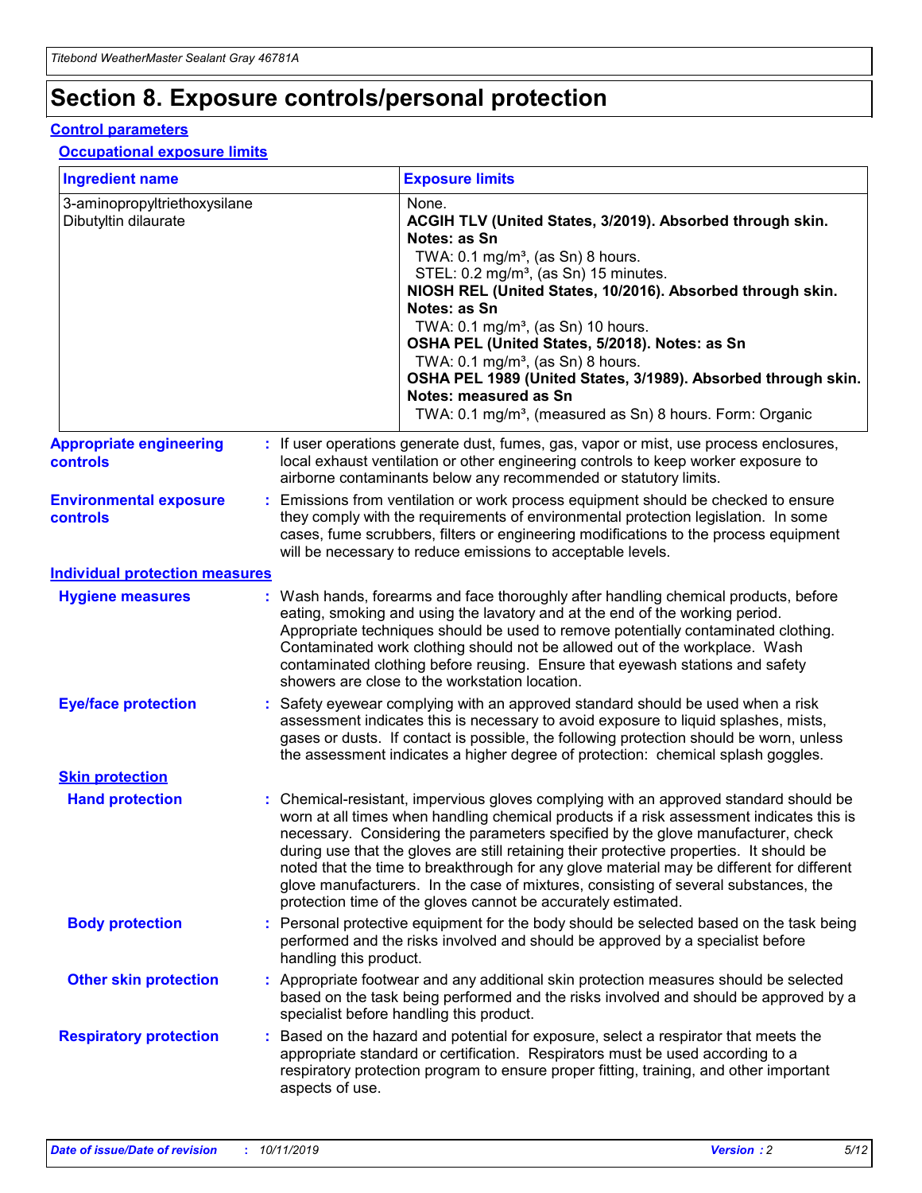# Section 8. Exposure controls/personal protection

## Control parameters

### Occupational exposure limits

| Ingredient name | Exposure limits |
|---|---|
| 3-aminopropyltriethoxysilane | None. |
| Dibutyltin dilaurate | **ACGIH TLV (United States, 3/2019). Absorbed through skin. Notes: as Sn**<br>TWA: 0.1 mg/m³, (as Sn) 8 hours.<br>STEL: 0.2 mg/m³, (as Sn) 15 minutes.<br>**NIOSH REL (United States, 10/2016). Absorbed through skin. Notes: as Sn**<br>TWA: 0.1 mg/m³, (as Sn) 10 hours.<br>**OSHA PEL (United States, 5/2018). Notes: as Sn**<br>TWA: 0.1 mg/m³, (as Sn) 8 hours.<br>**OSHA PEL 1989 (United States, 3/1989). Absorbed through skin. Notes: measured as Sn**<br>TWA: 0.1 mg/m³, (measured as Sn) 8 hours. Form: Organic |

**Appropriate engineering controls** : If user operations generate dust, fumes, gas, vapor or mist, use process enclosures, local exhaust ventilation or other engineering controls to keep worker exposure to airborne contaminants below any recommended or statutory limits.

**Environmental exposure controls** : Emissions from ventilation or work process equipment should be checked to ensure they comply with the requirements of environmental protection legislation. In some cases, fume scrubbers, filters or engineering modifications to the process equipment will be necessary to reduce emissions to acceptable levels.

## Individual protection measures

**Hygiene measures** : Wash hands, forearms and face thoroughly after handling chemical products, before eating, smoking and using the lavatory and at the end of the working period. Appropriate techniques should be used to remove potentially contaminated clothing. Contaminated work clothing should not be allowed out of the workplace. Wash contaminated clothing before reusing. Ensure that eyewash stations and safety showers are close to the workstation location.

**Eye/face protection** : Safety eyewear complying with an approved standard should be used when a risk assessment indicates this is necessary to avoid exposure to liquid splashes, mists, gases or dusts. If contact is possible, the following protection should be worn, unless the assessment indicates a higher degree of protection: chemical splash goggles.

### Skin protection

**Hand protection** : Chemical-resistant, impervious gloves complying with an approved standard should be worn at all times when handling chemical products if a risk assessment indicates this is necessary. Considering the parameters specified by the glove manufacturer, check during use that the gloves are still retaining their protective properties. It should be noted that the time to breakthrough for any glove material may be different for different glove manufacturers. In the case of mixtures, consisting of several substances, the protection time of the gloves cannot be accurately estimated.

**Body protection** : Personal protective equipment for the body should be selected based on the task being performed and the risks involved and should be approved by a specialist before handling this product.

**Other skin protection** : Appropriate footwear and any additional skin protection measures should be selected based on the task being performed and the risks involved and should be approved by a specialist before handling this product.

**Respiratory protection** : Based on the hazard and potential for exposure, select a respirator that meets the appropriate standard or certification. Respirators must be used according to a respiratory protection program to ensure proper fitting, training, and other important aspects of use.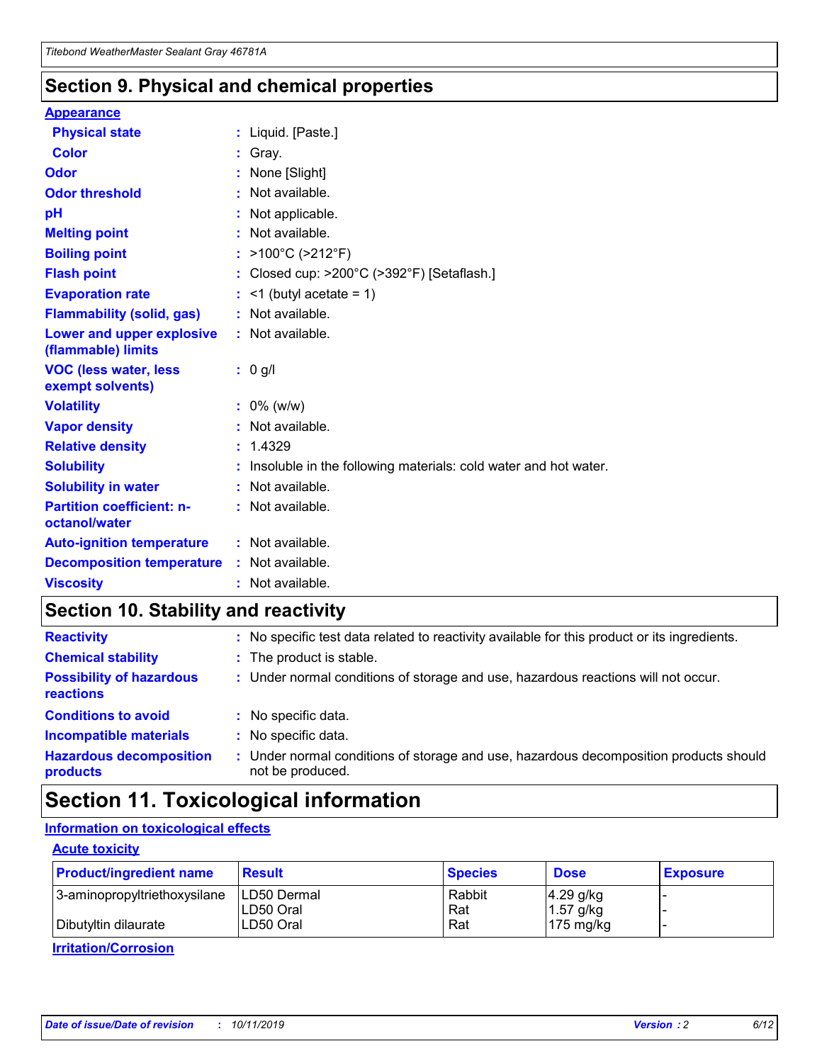## Section 9. Physical and chemical properties

**Appearance**

| | |
|---|---|
| **Physical state** | : Liquid. [Paste.] |
| **Color** | : Gray. |
| **Odor** | : None [Slight] |
| **Odor threshold** | : Not available. |
| **pH** | : Not applicable. |
| **Melting point** | : Not available. |
| **Boiling point** | : >100°C (>212°F) |
| **Flash point** | : Closed cup: >200°C (>392°F) [Setaflash.] |
| **Evaporation rate** | : <1 (butyl acetate = 1) |
| **Flammability (solid, gas)** | : Not available. |
| **Lower and upper explosive (flammable) limits** | : Not available. |
| **VOC (less water, less exempt solvents)** | : 0 g/l |
| **Volatility** | : 0% (w/w) |
| **Vapor density** | : Not available. |
| **Relative density** | : 1.4329 |
| **Solubility** | : Insoluble in the following materials: cold water and hot water. |
| **Solubility in water** | : Not available. |
| **Partition coefficient: n-octanol/water** | : Not available. |
| **Auto-ignition temperature** | : Not available. |
| **Decomposition temperature** | : Not available. |
| **Viscosity** | : Not available. |

## Section 10. Stability and reactivity

| | |
|---|---|
| **Reactivity** | : No specific test data related to reactivity available for this product or its ingredients. |
| **Chemical stability** | : The product is stable. |
| **Possibility of hazardous reactions** | : Under normal conditions of storage and use, hazardous reactions will not occur. |
| **Conditions to avoid** | : No specific data. |
| **Incompatible materials** | : No specific data. |
| **Hazardous decomposition products** | : Under normal conditions of storage and use, hazardous decomposition products should not be produced. |

## Section 11. Toxicological information

**Information on toxicological effects**

**Acute toxicity**

| Product/ingredient name | Result | Species | Dose | Exposure |
|---|---|---|---|---|
| 3-aminopropyltriethoxysilane | LD50 Dermal | Rabbit | 4.29 g/kg | - |
| | LD50 Oral | Rat | 1.57 g/kg | - |
| Dibutyltin dilaurate | LD50 Oral | Rat | 175 mg/kg | - |

**Irritation/Corrosion**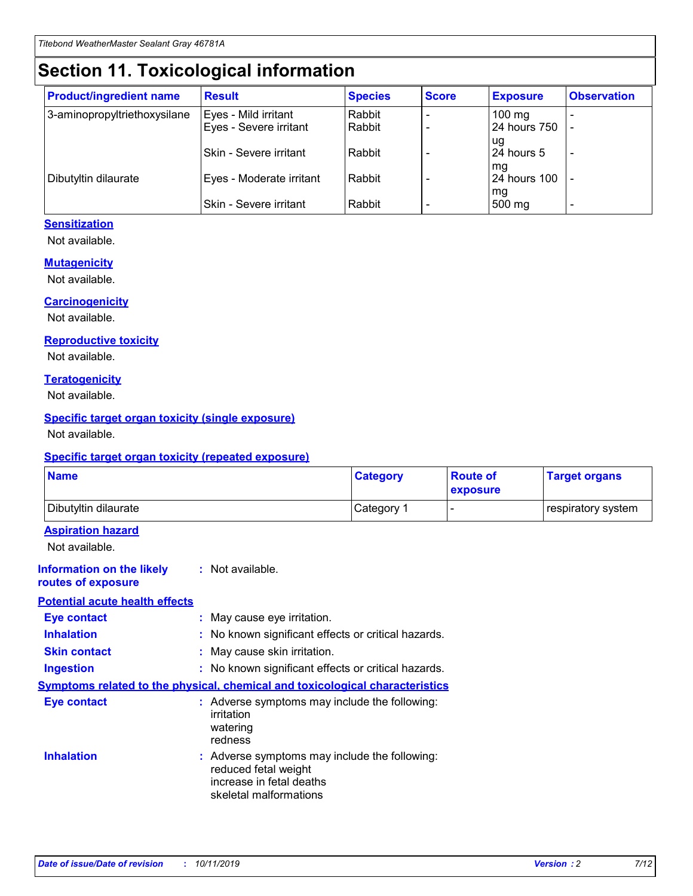# Section 11. Toxicological information

| Product/ingredient name | Result | Species | Score | Exposure | Observation |
|---|---|---|---|---|---|
| 3-aminopropyltriethoxysilane | Eyes - Mild irritant | Rabbit | - | 100 mg | - |
| | Eyes - Severe irritant | Rabbit | - | 24 hours 750 ug | - |
| | Skin - Severe irritant | Rabbit | - | 24 hours 5 mg | - |
| Dibutyltin dilaurate | Eyes - Moderate irritant | Rabbit | - | 24 hours 100 mg | - |
| | Skin - Severe irritant | Rabbit | - | 500 mg | - |

### Sensitization

Not available.

### Mutagenicity

Not available.

### Carcinogenicity

Not available.

### Reproductive toxicity

Not available.

### Teratogenicity

Not available.

### Specific target organ toxicity (single exposure)

Not available.

### Specific target organ toxicity (repeated exposure)

| Name | Category | Route of exposure | Target organs |
|---|---|---|---|
| Dibutyltin dilaurate | Category 1 | - | respiratory system |

### Aspiration hazard

Not available.

**Information on the likely routes of exposure** : Not available.

### Potential acute health effects

**Eye contact** : May cause eye irritation.

**Inhalation** : No known significant effects or critical hazards.

**Skin contact** : May cause skin irritation.

**Ingestion** : No known significant effects or critical hazards.

### Symptoms related to the physical, chemical and toxicological characteristics

**Eye contact** : Adverse symptoms may include the following:
irritation
watering
redness

**Inhalation** : Adverse symptoms may include the following:
reduced fetal weight
increase in fetal deaths
skeletal malformations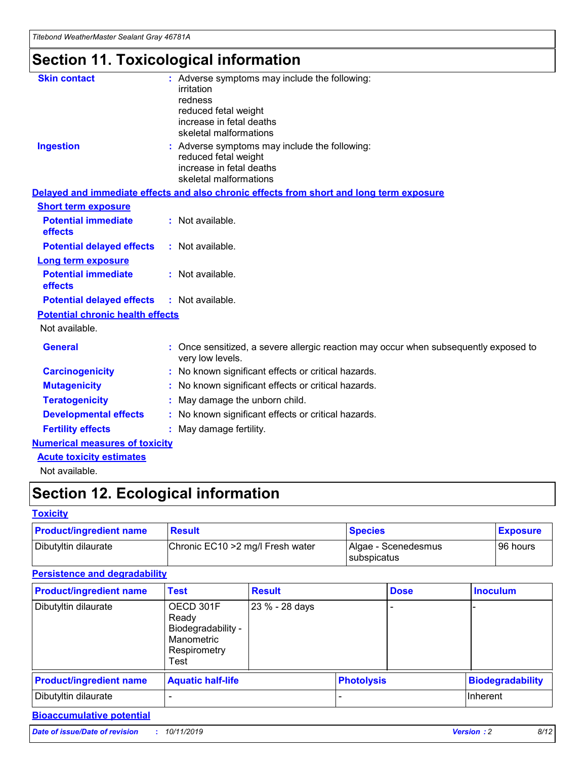# Section 11. Toxicological information

**Skin contact** : Adverse symptoms may include the following:
irritation
redness
reduced fetal weight
increase in fetal deaths
skeletal malformations

**Ingestion** : Adverse symptoms may include the following:
reduced fetal weight
increase in fetal deaths
skeletal malformations

## Delayed and immediate effects and also chronic effects from short and long term exposure

### Short term exposure

**Potential immediate effects** : Not available.

**Potential delayed effects** : Not available.

### Long term exposure

**Potential immediate effects** : Not available.

**Potential delayed effects** : Not available.

### Potential chronic health effects

Not available.

**General** : Once sensitized, a severe allergic reaction may occur when subsequently exposed to very low levels.

**Carcinogenicity** : No known significant effects or critical hazards.

**Mutagenicity** : No known significant effects or critical hazards.

**Teratogenicity** : May damage the unborn child.

**Developmental effects** : No known significant effects or critical hazards.

**Fertility effects** : May damage fertility.

## Numerical measures of toxicity

### Acute toxicity estimates

Not available.

# Section 12. Ecological information

## Toxicity

| Product/ingredient name | Result | Species | Exposure |
|---|---|---|---|
| Dibutyltin dilaurate | Chronic EC10 >2 mg/l Fresh water | Algae - Scenedesmus subspicatus | 96 hours |

## Persistence and degradability

| Product/ingredient name | Test | Result | Dose | Inoculum |
|---|---|---|---|---|
| Dibutyltin dilaurate | OECD 301F Ready Biodegradability - Manometric Respirometry Test | 23 % - 28 days | - | - |

| Product/ingredient name | Aquatic half-life | Photolysis | Biodegradability |
|---|---|---|---|
| Dibutyltin dilaurate | - | - | Inherent |

## Bioaccumulative potential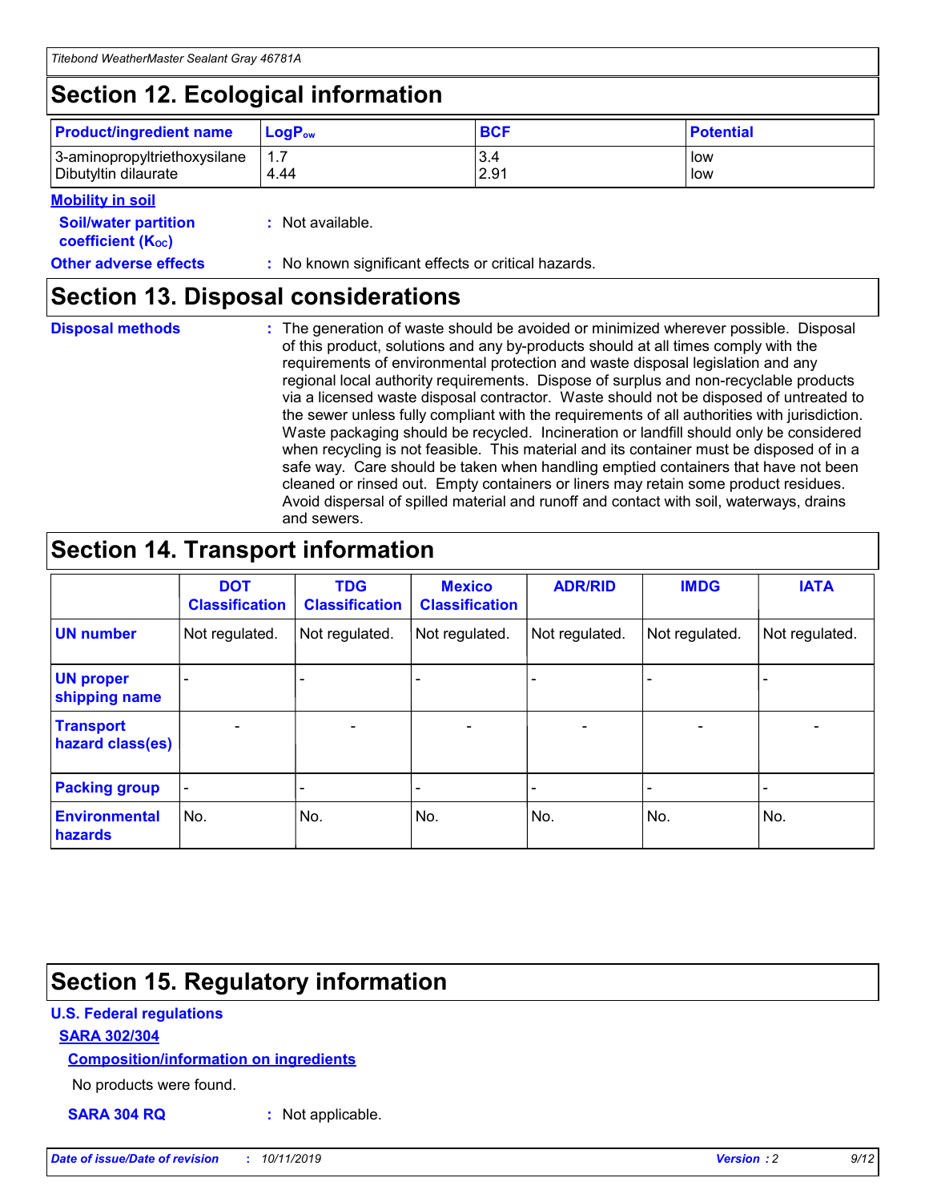# Section 12. Ecological information

| Product/ingredient name | $LogP_{ow}$ | BCF | Potential |
| --- | --- | --- | --- |
| 3-aminopropyltriethoxysilane | 1.7 | 3.4 | low |
| Dibutyltin dilaurate | 4.44 | 2.91 | low |

**Mobility in soil**

**Soil/water partition coefficient ($K_{OC}$)** : Not available.

**Other adverse effects** : No known significant effects or critical hazards.

# Section 13. Disposal considerations

**Disposal methods** : The generation of waste should be avoided or minimized wherever possible. Disposal of this product, solutions and any by-products should at all times comply with the requirements of environmental protection and waste disposal legislation and any regional local authority requirements. Dispose of surplus and non-recyclable products via a licensed waste disposal contractor. Waste should not be disposed of untreated to the sewer unless fully compliant with the requirements of all authorities with jurisdiction. Waste packaging should be recycled. Incineration or landfill should only be considered when recycling is not feasible. This material and its container must be disposed of in a safe way. Care should be taken when handling emptied containers that have not been cleaned or rinsed out. Empty containers or liners may retain some product residues. Avoid dispersal of spilled material and runoff and contact with soil, waterways, drains and sewers.

# Section 14. Transport information

| | DOT Classification | TDG Classification | Mexico Classification | ADR/RID | IMDG | IATA |
| --- | --- | --- | --- | --- | --- | --- |
| UN number | Not regulated. | Not regulated. | Not regulated. | Not regulated. | Not regulated. | Not regulated. |
| UN proper shipping name | - | - | - | - | - | - |
| Transport hazard class(es) | - | - | - | - | - | - |
| Packing group | - | - | - | - | - | - |
| Environmental hazards | No. | No. | No. | No. | No. | No. |

# Section 15. Regulatory information

**U.S. Federal regulations**

**SARA 302/304**

**Composition/information on ingredients**

No products were found.

**SARA 304 RQ** : Not applicable.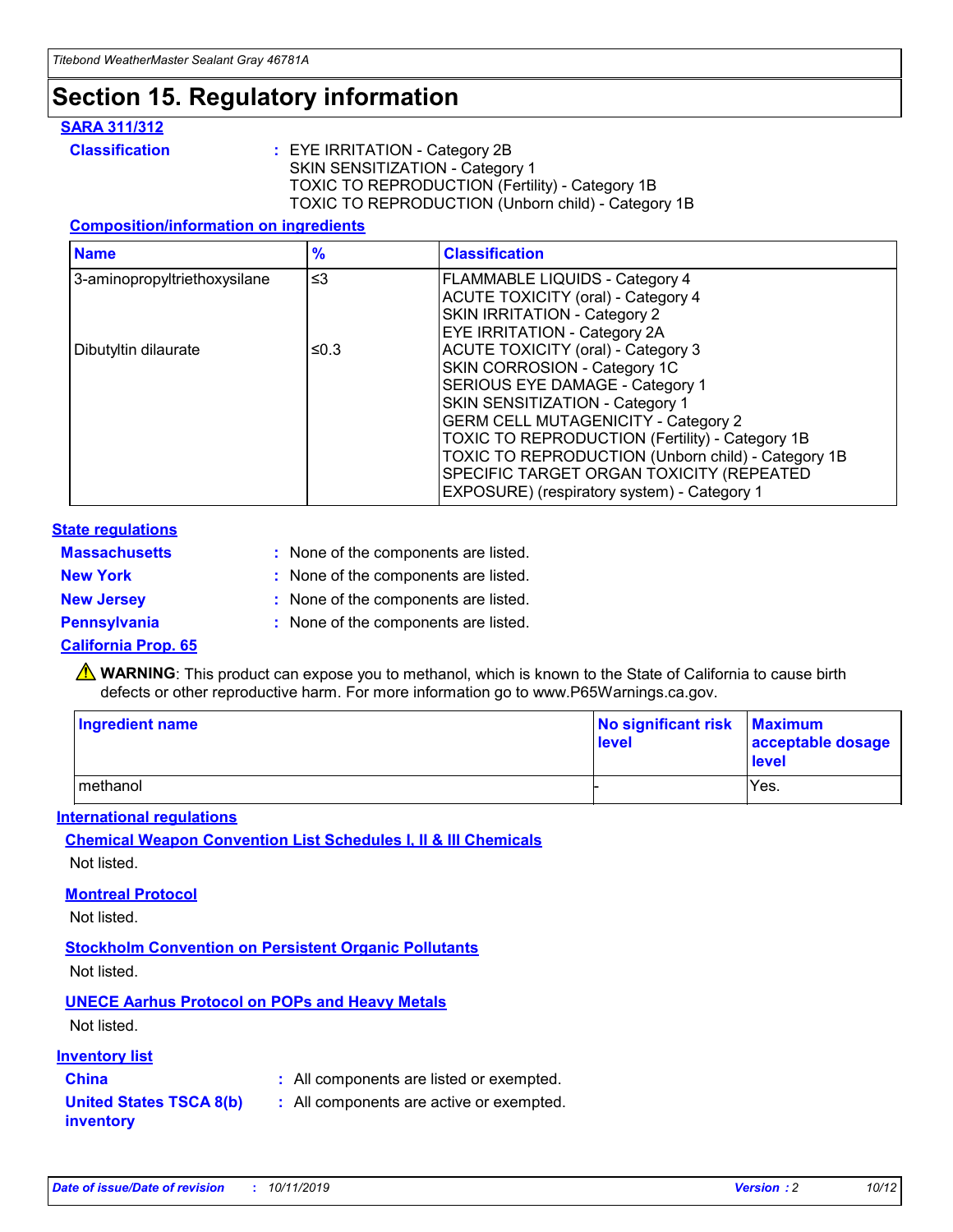# Section 15. Regulatory information

**SARA 311/312**

**Classification** : EYE IRRITATION - Category 2B
SKIN SENSITIZATION - Category 1
TOXIC TO REPRODUCTION (Fertility) - Category 1B
TOXIC TO REPRODUCTION (Unborn child) - Category 1B

**Composition/information on ingredients**

| Name | % | Classification |
|---|---|---|
| 3-aminopropyltriethoxysilane | ≤3 | FLAMMABLE LIQUIDS - Category 4<br>ACUTE TOXICITY (oral) - Category 4<br>SKIN IRRITATION - Category 2<br>EYE IRRITATION - Category 2A |
| Dibutyltin dilaurate | ≤0.3 | ACUTE TOXICITY (oral) - Category 3<br>SKIN CORROSION - Category 1C<br>SERIOUS EYE DAMAGE - Category 1<br>SKIN SENSITIZATION - Category 1<br>GERM CELL MUTAGENICITY - Category 2<br>TOXIC TO REPRODUCTION (Fertility) - Category 1B<br>TOXIC TO REPRODUCTION (Unborn child) - Category 1B<br>SPECIFIC TARGET ORGAN TOXICITY (REPEATED EXPOSURE) (respiratory system) - Category 1 |

**State regulations**

**Massachusetts** : None of the components are listed.

**New York** : None of the components are listed.

**New Jersey** : None of the components are listed.

**Pennsylvania** : None of the components are listed.

**California Prop. 65**

⚠ **WARNING**: This product can expose you to methanol, which is known to the State of California to cause birth defects or other reproductive harm. For more information go to www.P65Warnings.ca.gov.

| Ingredient name | No significant risk level | Maximum acceptable dosage level |
|---|---|---|
| methanol | - | Yes. |

**International regulations**

**Chemical Weapon Convention List Schedules I, II & III Chemicals**

Not listed.

**Montreal Protocol**

Not listed.

**Stockholm Convention on Persistent Organic Pollutants**

Not listed.

**UNECE Aarhus Protocol on POPs and Heavy Metals**

Not listed.

**Inventory list**

**China** : All components are listed or exempted.

**United States TSCA 8(b) inventory** : All components are active or exempted.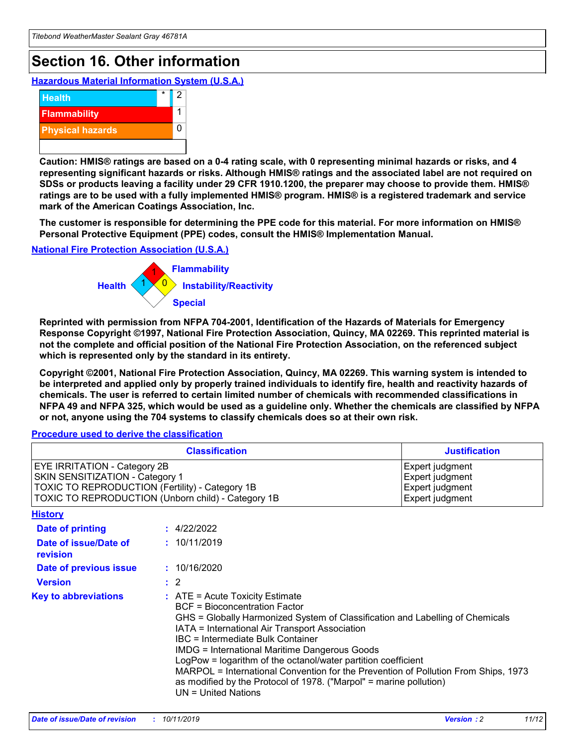# Section 16. Other information

### Hazardous Material Information System (U.S.A.)

| | | |
|---|---|---|
| Health | * | 2 |
| Flammability | | 1 |
| Physical hazards | | 0 |

**Caution: HMIS® ratings are based on a 0-4 rating scale, with 0 representing minimal hazards or risks, and 4 representing significant hazards or risks. Although HMIS® ratings and the associated label are not required on SDSs or products leaving a facility under 29 CFR 1910.1200, the preparer may choose to provide them. HMIS® ratings are to be used with a fully implemented HMIS® program. HMIS® is a registered trademark and service mark of the American Coatings Association, Inc.**

**The customer is responsible for determining the PPE code for this material. For more information on HMIS® Personal Protective Equipment (PPE) codes, consult the HMIS® Implementation Manual.**

### National Fire Protection Association (U.S.A.)

Flammability: 1

Health: 1

Instability/Reactivity: 0

Special:

**Reprinted with permission from NFPA 704-2001, Identification of the Hazards of Materials for Emergency Response Copyright ©1997, National Fire Protection Association, Quincy, MA 02269. This reprinted material is not the complete and official position of the National Fire Protection Association, on the referenced subject which is represented only by the standard in its entirety.**

**Copyright ©2001, National Fire Protection Association, Quincy, MA 02269. This warning system is intended to be interpreted and applied only by properly trained individuals to identify fire, health and reactivity hazards of chemicals. The user is referred to certain limited number of chemicals with recommended classifications in NFPA 49 and NFPA 325, which would be used as a guideline only. Whether the chemicals are classified by NFPA or not, anyone using the 704 systems to classify chemicals does so at their own risk.**

### Procedure used to derive the classification

| Classification | Justification |
|---|---|
| EYE IRRITATION - Category 2B | Expert judgment |
| SKIN SENSITIZATION - Category 1 | Expert judgment |
| TOXIC TO REPRODUCTION (Fertility) - Category 1B | Expert judgment |
| TOXIC TO REPRODUCTION (Unborn child) - Category 1B | Expert judgment |

### History

**Date of printing** : 4/22/2022

**Date of issue/Date of revision** : 10/11/2019

**Date of previous issue** : 10/16/2020

**Version** : 2

**Key to abbreviations** :
ATE = Acute Toxicity Estimate
BCF = Bioconcentration Factor
GHS = Globally Harmonized System of Classification and Labelling of Chemicals
IATA = International Air Transport Association
IBC = Intermediate Bulk Container
IMDG = International Maritime Dangerous Goods
LogPow = logarithm of the octanol/water partition coefficient
MARPOL = International Convention for the Prevention of Pollution From Ships, 1973 as modified by the Protocol of 1978. ("Marpol" = marine pollution)
UN = United Nations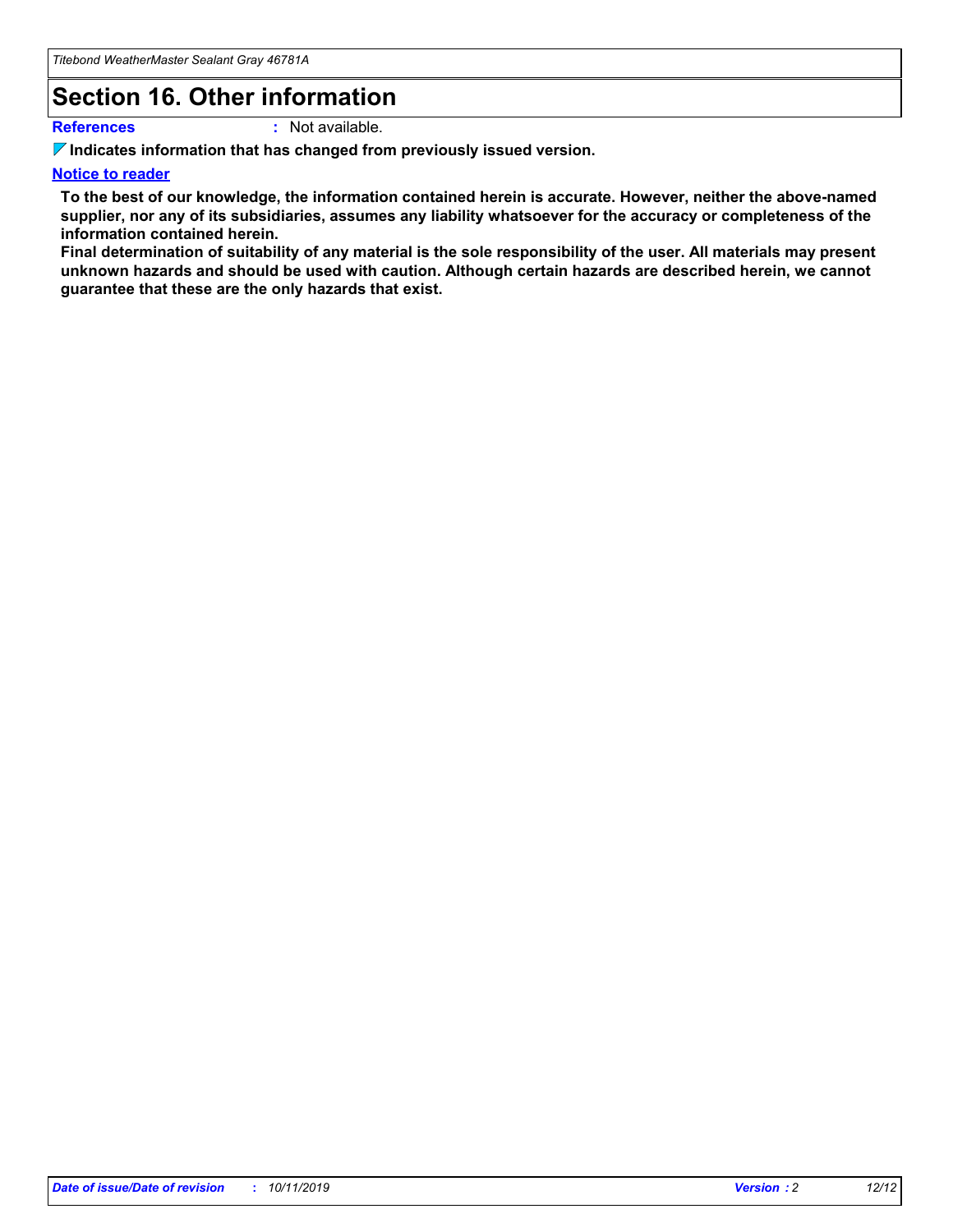# Section 16. Other information

**References** : Not available.

**Indicates information that has changed from previously issued version.**

**Notice to reader**

**To the best of our knowledge, the information contained herein is accurate. However, neither the above-named supplier, nor any of its subsidiaries, assumes any liability whatsoever for the accuracy or completeness of the information contained herein.**

**Final determination of suitability of any material is the sole responsibility of the user. All materials may present unknown hazards and should be used with caution. Although certain hazards are described herein, we cannot guarantee that these are the only hazards that exist.**